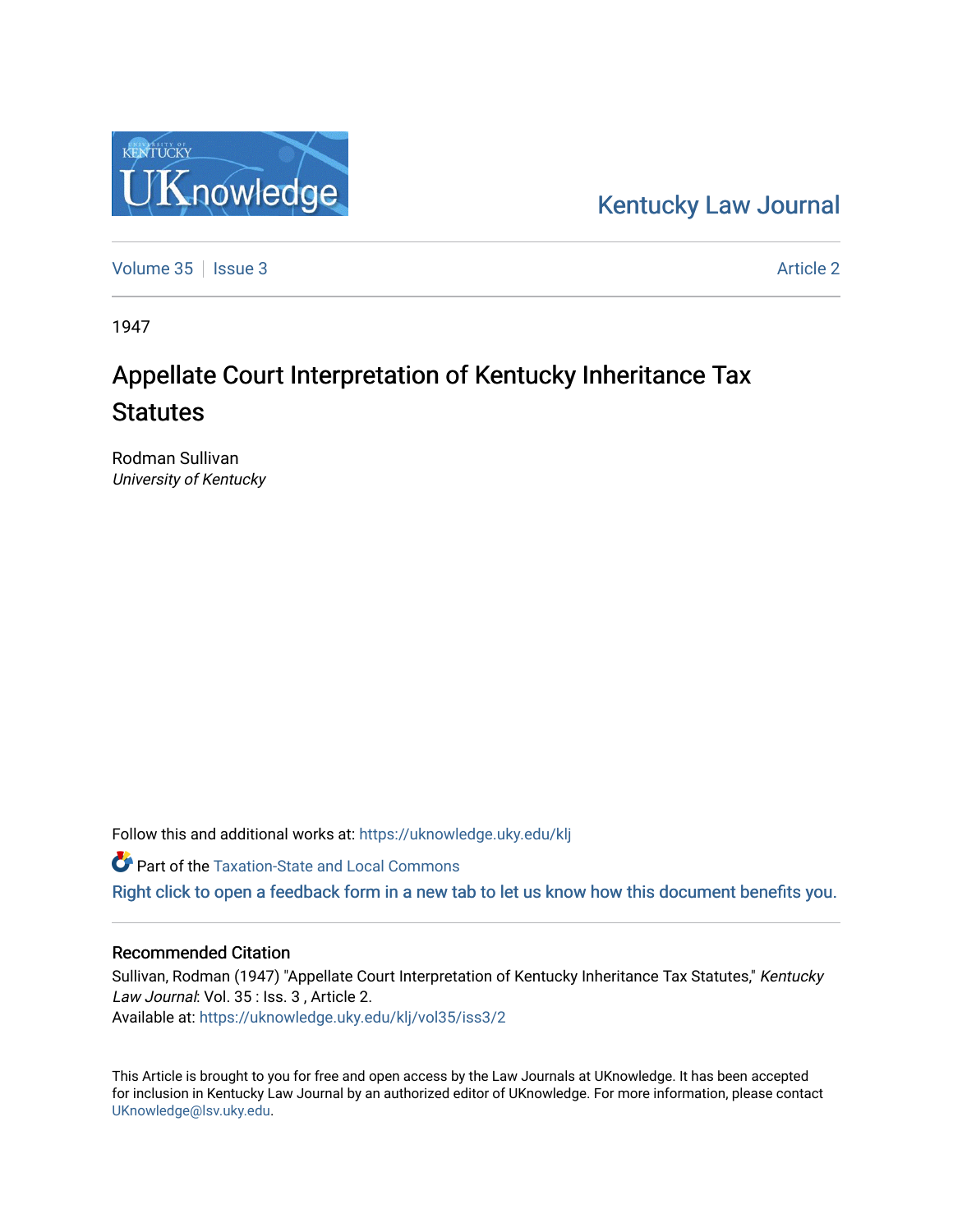Kentucky Law Journal

Volume 35 | Issue 3 Article 2

1947

# Appellate Court Interpretation of Kentucky Inheritance Tax Statutes

Rodman Sullivan
*University of Kentucky*

Follow this and additional works at: https://uknowledge.uky.edu/klj

Part of the Taxation-State and Local Commons

Right click to open a feedback form in a new tab to let us know how this document benefits you.

## Recommended Citation

Sullivan, Rodman (1947) "Appellate Court Interpretation of Kentucky Inheritance Tax Statutes," *Kentucky Law Journal*: Vol. 35 : Iss. 3 , Article 2.
Available at: https://uknowledge.uky.edu/klj/vol35/iss3/2

This Article is brought to you for free and open access by the Law Journals at UKnowledge. It has been accepted for inclusion in Kentucky Law Journal by an authorized editor of UKnowledge. For more information, please contact UKnowledge@lsv.uky.edu.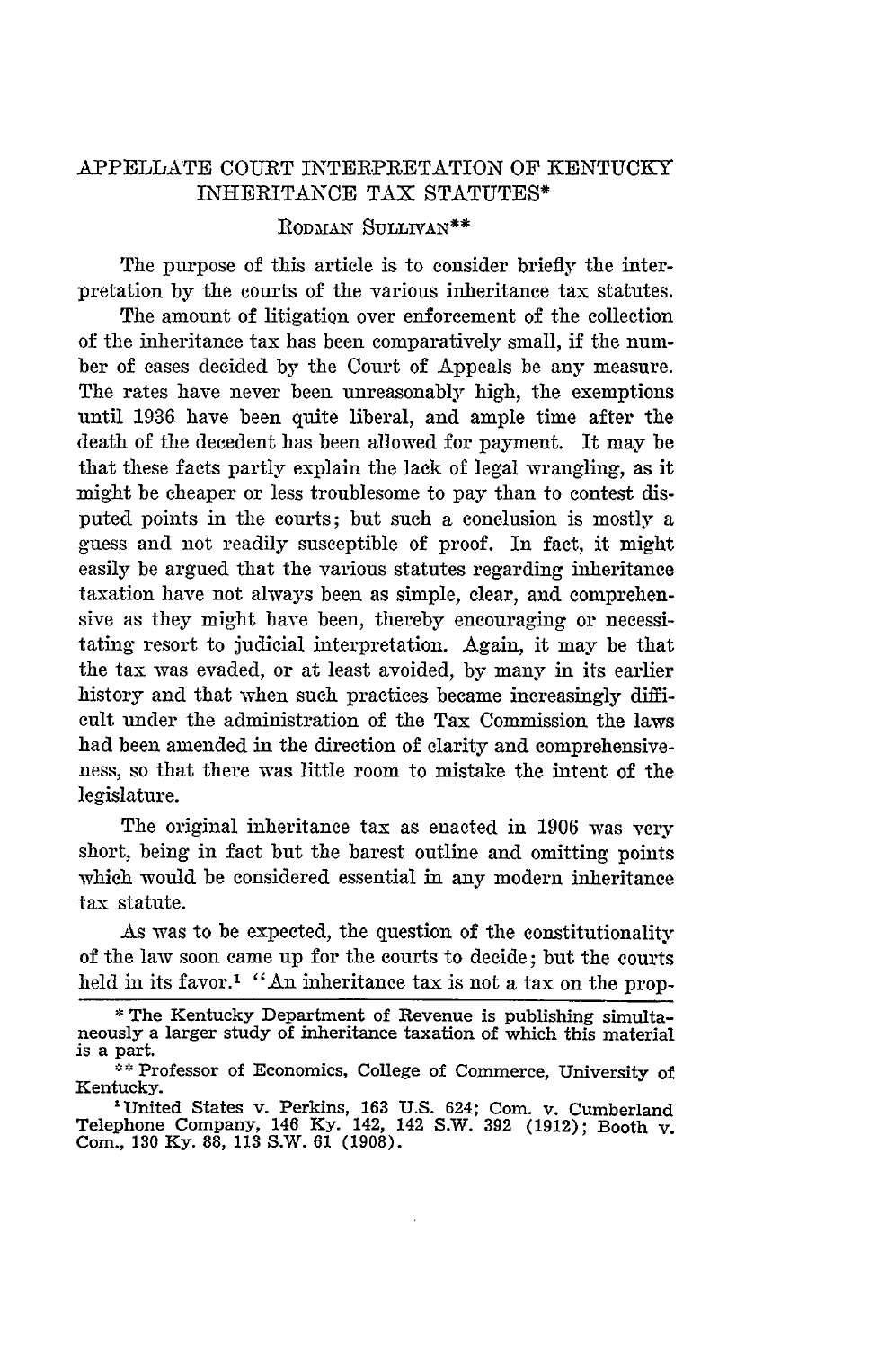# APPELLATE COURT INTERPRETATION OF KENTUCKY INHERITANCE TAX STATUTES*

RODMAN SULLIVAN**

The purpose of this article is to consider briefly the interpretation by the courts of the various inheritance tax statutes.

The amount of litigation over enforcement of the collection of the inheritance tax has been comparatively small, if the number of cases decided by the Court of Appeals be any measure. The rates have never been unreasonably high, the exemptions until 1936 have been quite liberal, and ample time after the death of the decedent has been allowed for payment. It may be that these facts partly explain the lack of legal wrangling, as it might be cheaper or less troublesome to pay than to contest disputed points in the courts; but such a conclusion is mostly a guess and not readily susceptible of proof. In fact, it might easily be argued that the various statutes regarding inheritance taxation have not always been as simple, clear, and comprehensive as they might have been, thereby encouraging or necessitating resort to judicial interpretation. Again, it may be that the tax was evaded, or at least avoided, by many in its earlier history and that when such practices became increasingly difficult under the administration of the Tax Commission the laws had been amended in the direction of clarity and comprehensiveness, so that there was little room to mistake the intent of the legislature.

The original inheritance tax as enacted in 1906 was very short, being in fact but the barest outline and omitting points which would be considered essential in any modern inheritance tax statute.

As was to be expected, the question of the constitutionality of the law soon came up for the courts to decide; but the courts held in its favor.[1] "An inheritance tax is not a tax on the prop-

---

\* The Kentucky Department of Revenue is publishing simultaneously a larger study of inheritance taxation of which this material is a part.

\*\* Professor of Economics, College of Commerce, University of Kentucky.

[1] United States v. Perkins, 163 U.S. 624; Com. v. Cumberland Telephone Company, 146 Ky. 142, 142 S.W. 392 (1912); Booth v. Com., 130 Ky. 88, 113 S.W. 61 (1908).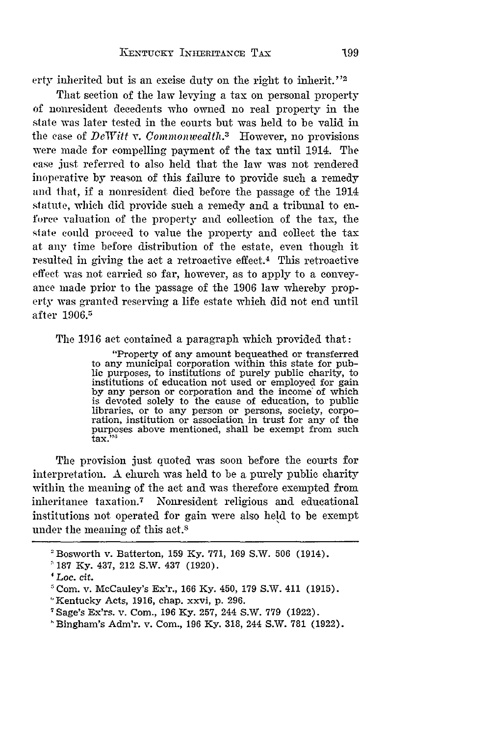erty inherited but is an excise duty on the right to inherit."[2]

That section of the law levying a tax on personal property of nonresident decedents who owned no real property in the state was later tested in the courts but was held to be valid in the case of *DeWitt v. Commonwealth*.[3] However, no provisions were made for compelling payment of the tax until 1914. The case just referred to also held that the law was not rendered inoperative by reason of this failure to provide such a remedy and that, if a nonresident died before the passage of the 1914 statute, which did provide such a remedy and a tribunal to enforce valuation of the property and collection of the tax, the state could proceed to value the property and collect the tax at any time before distribution of the estate, even though it resulted in giving the act a retroactive effect.[4] This retroactive effect was not carried so far, however, as to apply to a conveyance made prior to the passage of the 1906 law whereby property was granted reserving a life estate which did not end until after 1906.[5]

The 1916 act contained a paragraph which provided that:

> "Property of any amount bequeathed or transferred to any municipal corporation within this state for public purposes, to institutions of purely public charity, to institutions of education not used or employed for gain by any person or corporation and the income of which is devoted solely to the cause of education, to public libraries, or to any person or persons, society, corporation, institution or association in trust for any of the purposes above mentioned, shall be exempt from such tax."[6]

The provision just quoted was soon before the courts for interpretation. A church was held to be a purely public charity within the meaning of the act and was therefore exempted from inheritance taxation.[7] Nonresident religious and educational institutions not operated for gain were also held to be exempt under the meaning of this act.[8]

---

[2] Bosworth v. Batterton, 159 Ky. 771, 169 S.W. 506 (1914).

[3] 187 Ky. 437, 212 S.W. 437 (1920).

[4] *Loc. cit.*

[5] Com. v. McCauley's Ex'r., 166 Ky. 450, 179 S.W. 411 (1915).

[6] Kentucky Acts, 1916, chap. xxvi, p. 296.

[7] Sage's Ex'rs. v. Com., 196 Ky. 257, 244 S.W. 779 (1922).

[8] Bingham's Adm'r. v. Com., 196 Ky. 318, 244 S.W. 781 (1922).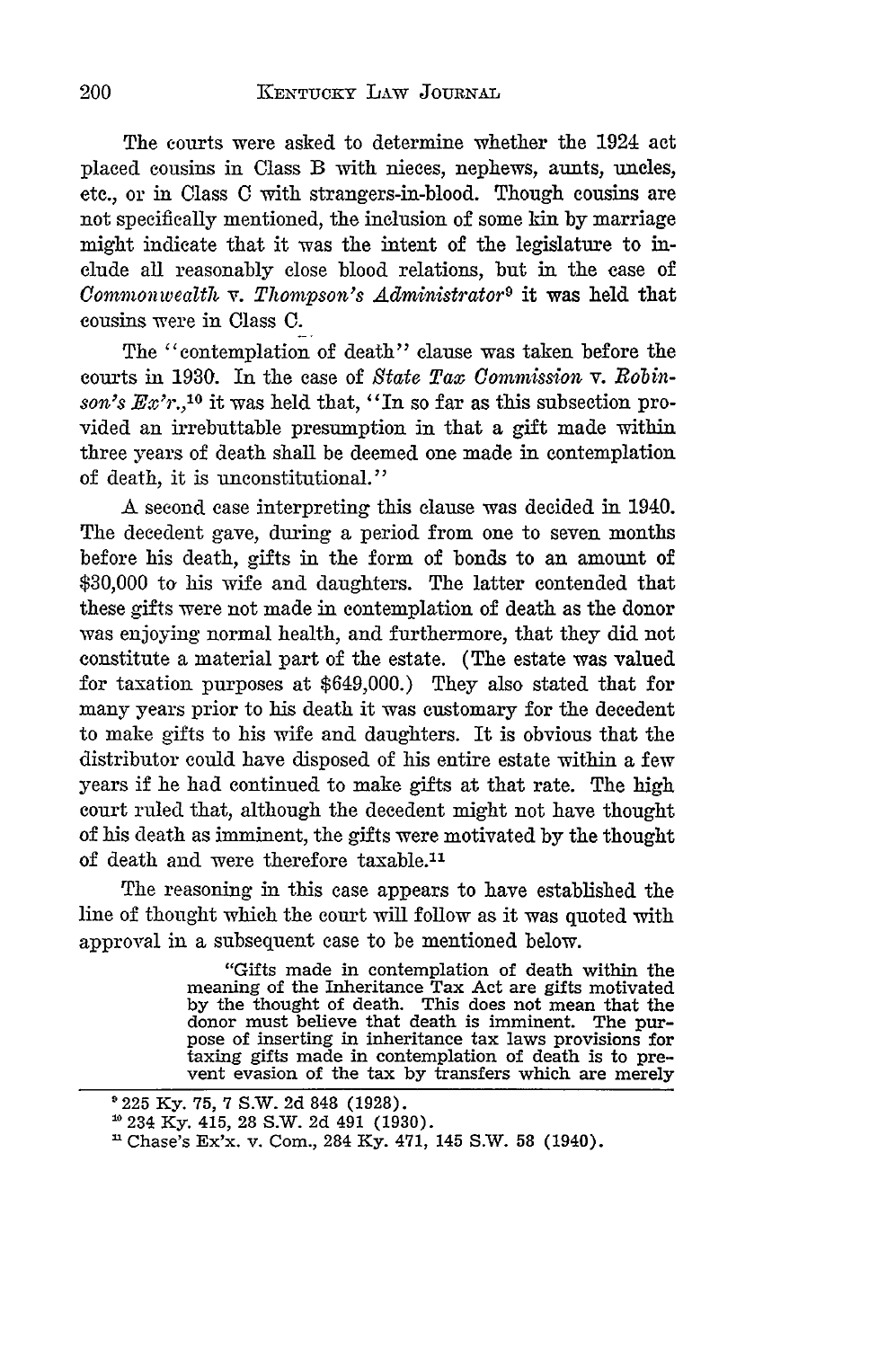The courts were asked to determine whether the 1924 act placed cousins in Class B with nieces, nephews, aunts, uncles, etc., or in Class C with strangers-in-blood. Though cousins are not specifically mentioned, the inclusion of some kin by marriage might indicate that it was the intent of the legislature to include all reasonably close blood relations, but in the case of *Commonwealth v. Thompson's Administrator*[9] it was held that cousins were in Class C.

The "contemplation of death" clause was taken before the courts in 1930. In the case of *State Tax Commission v. Robinson's Ex'r.*,[10] it was held that, "In so far as this subsection provided an irrebuttable presumption in that a gift made within three years of death shall be deemed one made in contemplation of death, it is unconstitutional."

A second case interpreting this clause was decided in 1940. The decedent gave, during a period from one to seven months before his death, gifts in the form of bonds to an amount of $30,000 to his wife and daughters. The latter contended that these gifts were not made in contemplation of death as the donor was enjoying normal health, and furthermore, that they did not constitute a material part of the estate. (The estate was valued for taxation purposes at $649,000.) They also stated that for many years prior to his death it was customary for the decedent to make gifts to his wife and daughters. It is obvious that the distributor could have disposed of his entire estate within a few years if he had continued to make gifts at that rate. The high court ruled that, although the decedent might not have thought of his death as imminent, the gifts were motivated by the thought of death and were therefore taxable.[11]

The reasoning in this case appears to have established the line of thought which the court will follow as it was quoted with approval in a subsequent case to be mentioned below.

> "Gifts made in contemplation of death within the meaning of the Inheritance Tax Act are gifts motivated by the thought of death. This does not mean that the donor must believe that death is imminent. The purpose of inserting in inheritance tax laws provisions for taxing gifts made in contemplation of death is to prevent evasion of the tax by transfers which are merely

---

[9] 225 Ky. 75, 7 S.W. 2d 848 (1928).

[10] 234 Ky. 415, 28 S.W. 2d 491 (1930).

[11] Chase's Ex'x. v. Com., 284 Ky. 471, 145 S.W. 58 (1940).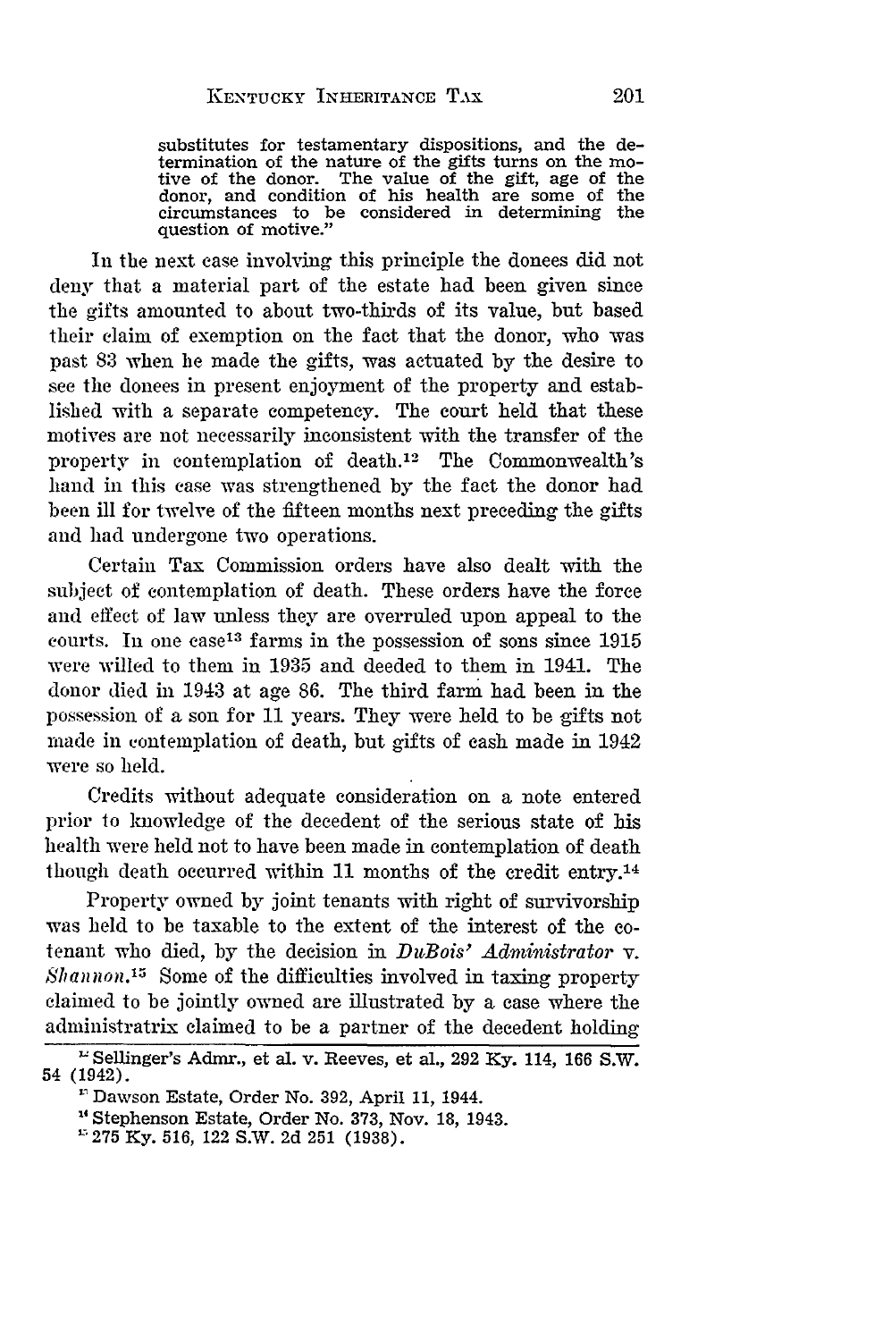substitutes for testamentary dispositions, and the determination of the nature of the gifts turns on the motive of the donor. The value of the gift, age of the donor, and condition of his health are some of the circumstances to be considered in determining the question of motive."

In the next case involving this principle the donees did not deny that a material part of the estate had been given since the gifts amounted to about two-thirds of its value, but based their claim of exemption on the fact that the donor, who was past 83 when he made the gifts, was actuated by the desire to see the donees in present enjoyment of the property and established with a separate competency. The court held that these motives are not necessarily inconsistent with the transfer of the property in contemplation of death.[12] The Commonwealth's hand in this case was strengthened by the fact the donor had been ill for twelve of the fifteen months next preceding the gifts and had undergone two operations.

Certain Tax Commission orders have also dealt with the subject of contemplation of death. These orders have the force and effect of law unless they are overruled upon appeal to the courts. In one case[13] farms in the possession of sons since 1915 were willed to them in 1935 and deeded to them in 1941. The donor died in 1943 at age 86. The third farm had been in the possession of a son for 11 years. They were held to be gifts not made in contemplation of death, but gifts of cash made in 1942 were so held.

Credits without adequate consideration on a note entered prior to knowledge of the decedent of the serious state of his health were held not to have been made in contemplation of death though death occurred within 11 months of the credit entry.[14]

Property owned by joint tenants with right of survivorship was held to be taxable to the extent of the interest of the cotenant who died, by the decision in *DuBois' Administrator* v. *Shannon*.[15] Some of the difficulties involved in taxing property claimed to be jointly owned are illustrated by a case where the administratrix claimed to be a partner of the decedent holding

---

[12] Sellinger's Admr., et al. v. Reeves, et al., 292 Ky. 114, 166 S.W. 54 (1942).

[13] Dawson Estate, Order No. 392, April 11, 1944.

[14] Stephenson Estate, Order No. 373, Nov. 18, 1943.

[15] 275 Ky. 516, 122 S.W. 2d 251 (1938).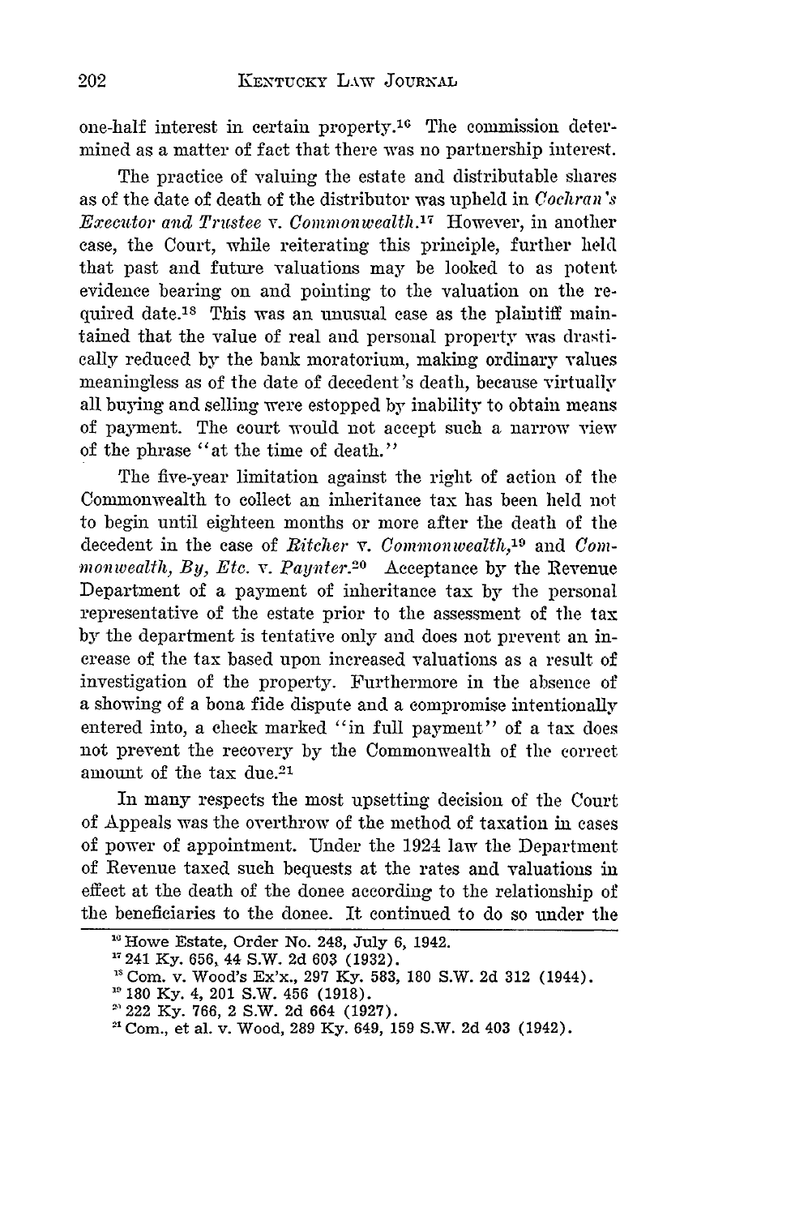one-half interest in certain property.[16] The commission determined as a matter of fact that there was no partnership interest.

The practice of valuing the estate and distributable shares as of the date of death of the distributor was upheld in *Cochran's Executor and Trustee* v. *Commonwealth*.[17] However, in another case, the Court, while reiterating this principle, further held that past and future valuations may be looked to as potent evidence bearing on and pointing to the valuation on the required date.[18] This was an unusual case as the plaintiff maintained that the value of real and personal property was drastically reduced by the bank moratorium, making ordinary values meaningless as of the date of decedent's death, because virtually all buying and selling were estopped by inability to obtain means of payment. The court would not accept such a narrow view of the phrase "at the time of death."

The five-year limitation against the right of action of the Commonwealth to collect an inheritance tax has been held not to begin until eighteen months or more after the death of the decedent in the case of *Ritcher* v. *Commonwealth*,[19] and *Commonwealth, By, Etc.* v. *Paynter*.[20] Acceptance by the Revenue Department of a payment of inheritance tax by the personal representative of the estate prior to the assessment of the tax by the department is tentative only and does not prevent an increase of the tax based upon increased valuations as a result of investigation of the property. Furthermore in the absence of a showing of a bona fide dispute and a compromise intentionally entered into, a check marked "in full payment" of a tax does not prevent the recovery by the Commonwealth of the correct amount of the tax due.[21]

In many respects the most upsetting decision of the Court of Appeals was the overthrow of the method of taxation in cases of power of appointment. Under the 1924 law the Department of Revenue taxed such bequests at the rates and valuations in effect at the death of the donee according to the relationship of the beneficiaries to the donee. It continued to do so under the

---

[16] Howe Estate, Order No. 248, July 6, 1942.

[17] 241 Ky. 656, 44 S.W. 2d 603 (1932).

[18] Com. v. Wood's Ex'x., 297 Ky. 583, 180 S.W. 2d 312 (1944).

[19] 180 Ky. 4, 201 S.W. 456 (1918).

[20] 222 Ky. 766, 2 S.W. 2d 664 (1927).

[21] Com., et al. v. Wood, 289 Ky. 649, 159 S.W. 2d 403 (1942).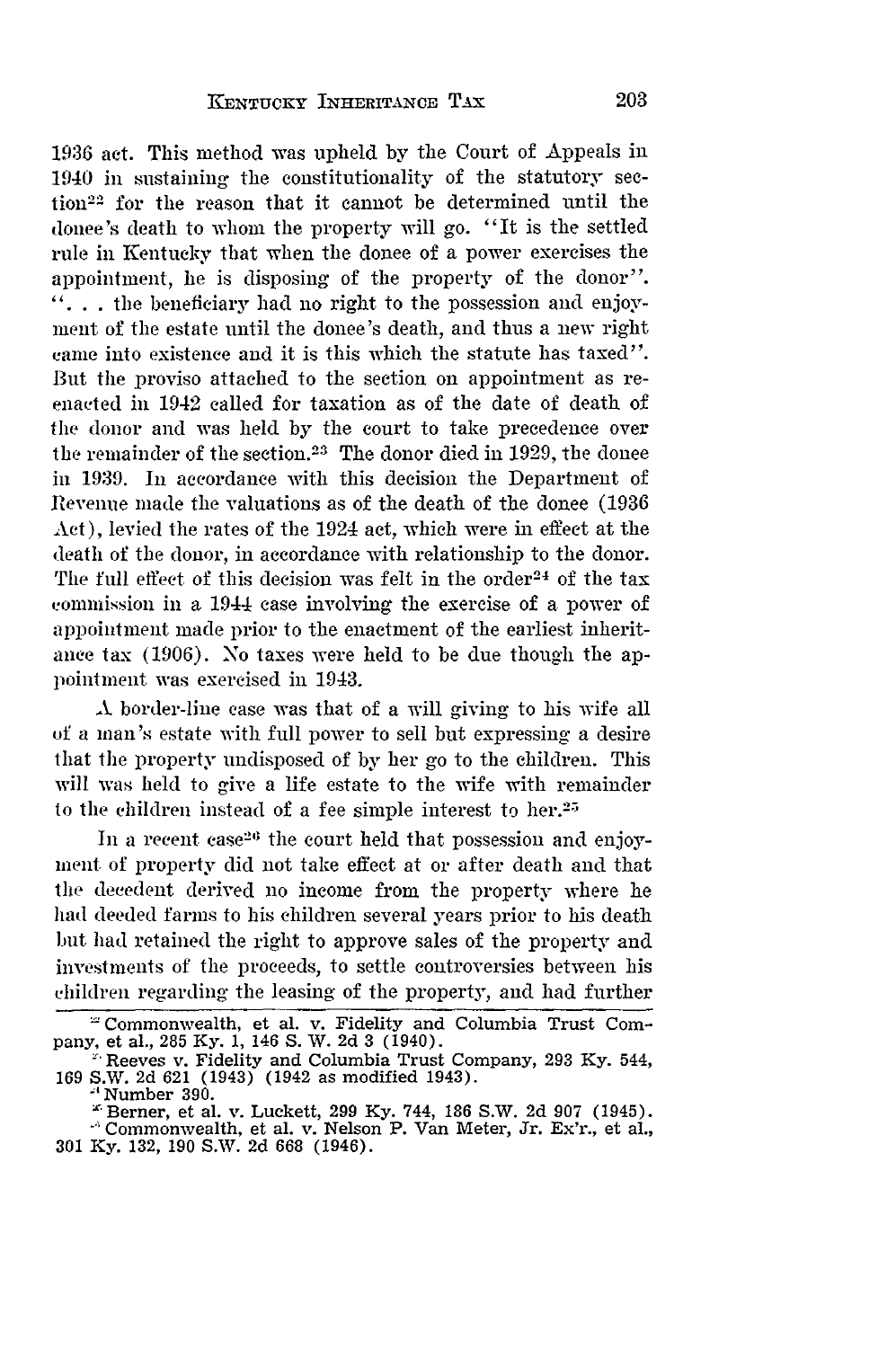1936 act. This method was upheld by the Court of Appeals in 1940 in sustaining the constitutionality of the statutory section[22] for the reason that it cannot be determined until the donee's death to whom the property will go. "It is the settled rule in Kentucky that when the donee of a power exercises the appointment, he is disposing of the property of the donor". ". . . the beneficiary had no right to the possession and enjoyment of the estate until the donee's death, and thus a new right came into existence and it is this which the statute has taxed". But the proviso attached to the section on appointment as reenacted in 1942 called for taxation as of the date of death of the donor and was held by the court to take precedence over the remainder of the section.[23] The donor died in 1929, the donee in 1939. In accordance with this decision the Department of Revenue made the valuations as of the death of the donee (1936 Act), levied the rates of the 1924 act, which were in effect at the death of the donor, in accordance with relationship to the donor. The full effect of this decision was felt in the order[24] of the tax commission in a 1944 case involving the exercise of a power of appointment made prior to the enactment of the earliest inheritance tax (1906). No taxes were held to be due though the appointment was exercised in 1943.

A border-line case was that of a will giving to his wife all of a man's estate with full power to sell but expressing a desire that the property undisposed of by her go to the children. This will was held to give a life estate to the wife with remainder to the children instead of a fee simple interest to her.[25]

In a recent case[26] the court held that possession and enjoyment of property did not take effect at or after death and that the decedent derived no income from the property where he had deeded farms to his children several years prior to his death but had retained the right to approve sales of the property and investments of the proceeds, to settle controversies between his children regarding the leasing of the property, and had further

---

[22] Commonwealth, et al. v. Fidelity and Columbia Trust Company, et al., 285 Ky. 1, 146 S. W. 2d 3 (1940).

[23] Reeves v. Fidelity and Columbia Trust Company, 293 Ky. 544, 169 S.W. 2d 621 (1943) (1942 as modified 1943).

[24] Number 390.

[25] Berner, et al. v. Luckett, 299 Ky. 744, 186 S.W. 2d 907 (1945).

[26] Commonwealth, et al. v. Nelson P. Van Meter, Jr. Ex'r., et al., 301 Ky. 132, 190 S.W. 2d 668 (1946).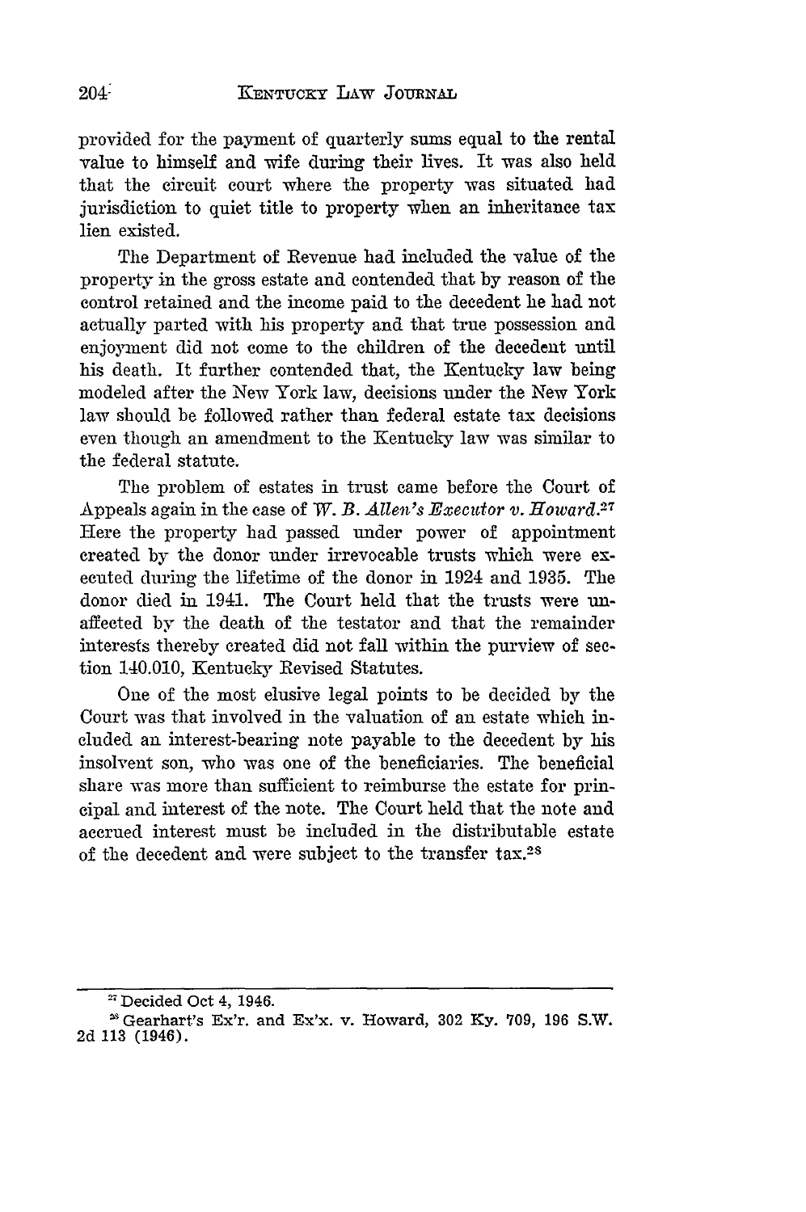provided for the payment of quarterly sums equal to the rental value to himself and wife during their lives. It was also held that the circuit court where the property was situated had jurisdiction to quiet title to property when an inheritance tax lien existed.

The Department of Revenue had included the value of the property in the gross estate and contended that by reason of the control retained and the income paid to the decedent he had not actually parted with his property and that true possession and enjoyment did not come to the children of the decedent until his death. It further contended that, the Kentucky law being modeled after the New York law, decisions under the New York law should be followed rather than federal estate tax decisions even though an amendment to the Kentucky law was similar to the federal statute.

The problem of estates in trust came before the Court of Appeals again in the case of *W. B. Allen's Executor v. Howard.*[27] Here the property had passed under power of appointment created by the donor under irrevocable trusts which were executed during the lifetime of the donor in 1924 and 1935. The donor died in 1941. The Court held that the trusts were unaffected by the death of the testator and that the remainder interests thereby created did not fall within the purview of section 140.010, Kentucky Revised Statutes.

One of the most elusive legal points to be decided by the Court was that involved in the valuation of an estate which included an interest-bearing note payable to the decedent by his insolvent son, who was one of the beneficiaries. The beneficial share was more than sufficient to reimburse the estate for principal and interest of the note. The Court held that the note and accrued interest must be included in the distributable estate of the decedent and were subject to the transfer tax.[28]

---

[27] Decided Oct 4, 1946.

[28] Gearhart's Ex'r. and Ex'x. v. Howard, 302 Ky. 709, 196 S.W. 2d 113 (1946).